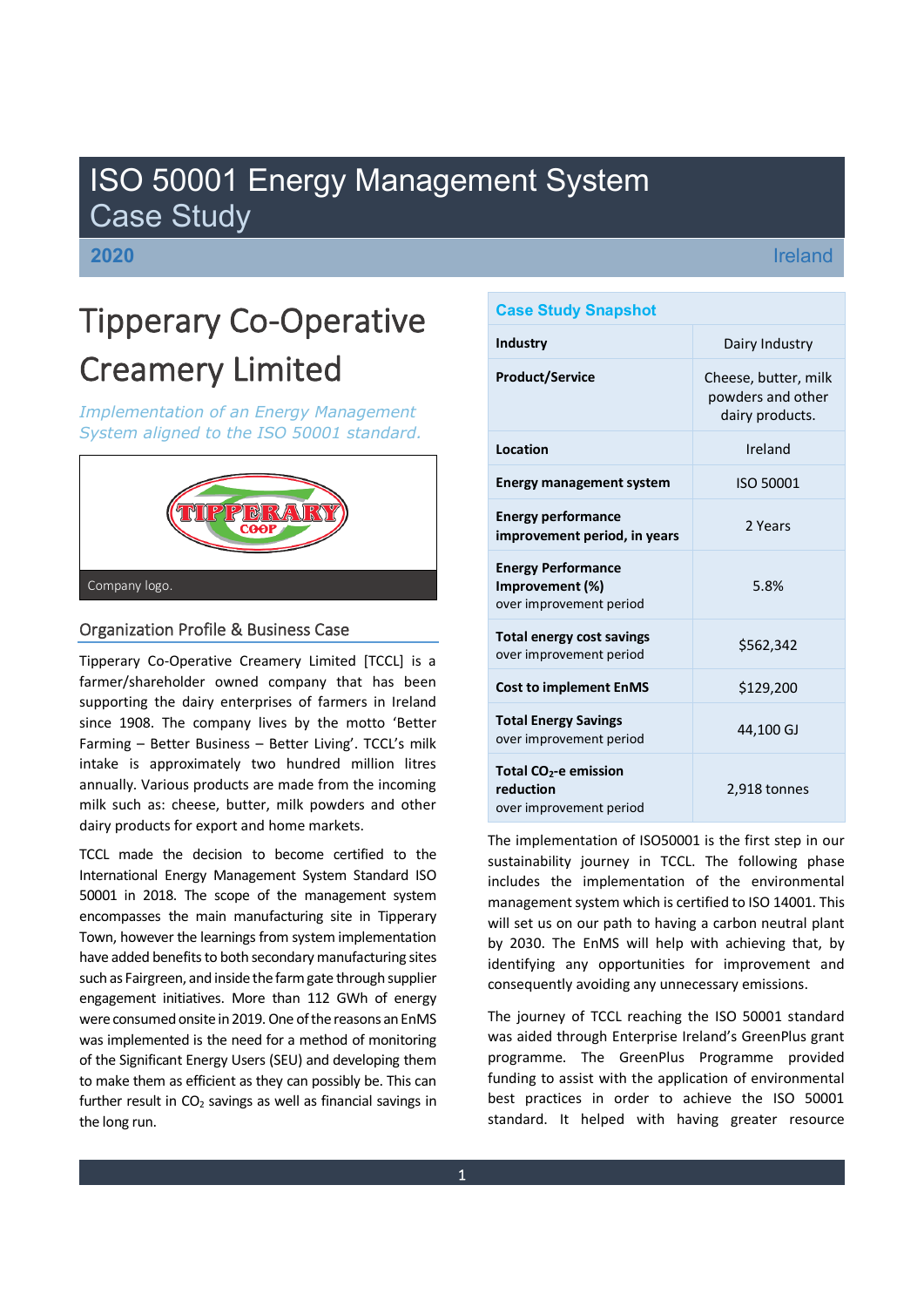# ISO 50001 Energy Management System Case Study

**2020** Ireland

# Tipperary Co-Operative Creamery Limited

*Implementation of an Energy Management System aligned to the ISO 50001 standard.*

Company logo.

## Organization Profile & Business Case

Tipperary Co-Operative Creamery Limited [TCCL] is a farmer/shareholder owned company that has been supporting the dairy enterprises of farmers in Ireland since 1908. The company lives by the motto 'Better Farming – Better Business – Better Living'. TCCL's milk intake is approximately two hundred million litres annually. Various products are made from the incoming milk such as: cheese, butter, milk powders and other dairy products for export and home markets.

TCCL made the decision to become certified to the International Energy Management System Standard ISO 50001 in 2018. The scope of the management system encompasses the main manufacturing site in Tipperary Town, however the learnings from system implementation have added benefits to both secondary manufacturing sites such as Fairgreen, and inside the farm gate through supplier engagement initiatives. More than 112 GWh of energy were consumed onsite in 2019. One of the reasons an EnMS was implemented is the need for a method of monitoring of the Significant Energy Users (SEU) and developing them to make them as efficient as they can possibly be. This can further result in $CO_2$ savings as well as financial savings in the long run.

| Case Study Snapshot | |
|---|---|
| **Industry** | Dairy Industry |
| **Product/Service** | Cheese, butter, milk powders and other dairy products. |
| **Location** | Ireland |
| **Energy management system** | ISO 50001 |
| **Energy performance improvement period, in years** | 2 Years |
| **Energy Performance Improvement (%)** over improvement period | 5.8% |
| **Total energy cost savings** over improvement period | $562,342 |
| **Cost to implement EnMS** | $129,200 |
| **Total Energy Savings** over improvement period | 44,100 GJ |
| **Total $CO_2$-e emission reduction** over improvement period | 2,918 tonnes |

The implementation of ISO50001 is the first step in our sustainability journey in TCCL. The following phase includes the implementation of the environmental management system which is certified to ISO 14001. This will set us on our path to having a carbon neutral plant by 2030. The EnMS will help with achieving that, by identifying any opportunities for improvement and consequently avoiding any unnecessary emissions.

The journey of TCCL reaching the ISO 50001 standard was aided through Enterprise Ireland's GreenPlus grant programme. The GreenPlus Programme provided funding to assist with the application of environmental best practices in order to achieve the ISO 50001 standard. It helped with having greater resource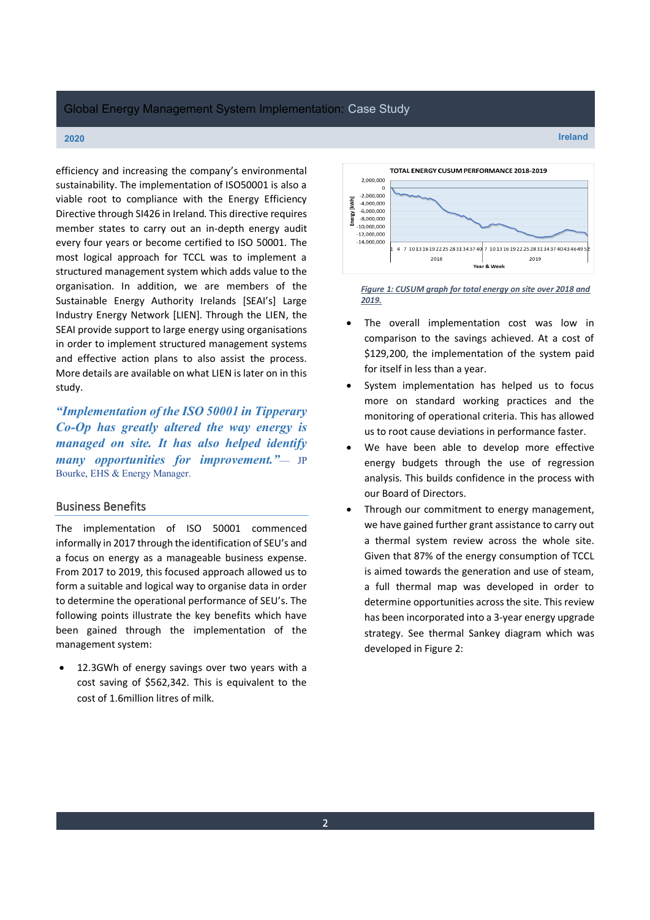efficiency and increasing the company's environmental sustainability. The implementation of ISO50001 is also a viable root to compliance with the Energy Efficiency Directive through SI426 in Ireland. This directive requires member states to carry out an in-depth energy audit every four years or become certified to ISO 50001. The most logical approach for TCCL was to implement a structured management system which adds value to the organisation. In addition, we are members of the Sustainable Energy Authority Irelands [SEAI's] Large Industry Energy Network [LIEN]. Through the LIEN, the SEAI provide support to large energy using organisations in order to implement structured management systems and effective action plans to also assist the process. More details are available on what LIEN is later on in this study.

*"Implementation of the ISO 50001 in Tipperary Co-Op has greatly altered the way energy is managed on site. It has also helped identify many opportunities for improvement."*— JP Bourke, EHS & Energy Manager.

## Business Benefits

The implementation of ISO 50001 commenced informally in 2017 through the identification of SEU's and a focus on energy as a manageable business expense. From 2017 to 2019, this focused approach allowed us to form a suitable and logical way to organise data in order to determine the operational performance of SEU's. The following points illustrate the key benefits which have been gained through the implementation of the management system:

- 12.3GWh of energy savings over two years with a cost saving of $562,342. This is equivalent to the cost of 1.6million litres of milk.

TOTAL ENERGY CUSUM PERFORMANCE 2018-2019

Energy [kWh]

2,000,000
0
-2,000,000
-4,000,000
-6,000,000
-8,000,000
-10,000,000
-12,000,000
-14,000,000

1 4 7 10 13 16 19 22 25 28 31 34 37 40 7 10 13 16 19 22 25 28 31 34 37 40 43 46 49 52

2018 2019

Year & Week

*Figure 1: CUSUM graph for total energy on site over 2018 and 2019.*

- The overall implementation cost was low in comparison to the savings achieved. At a cost of $129,200, the implementation of the system paid for itself in less than a year.
- System implementation has helped us to focus more on standard working practices and the monitoring of operational criteria. This has allowed us to root cause deviations in performance faster.
- We have been able to develop more effective energy budgets through the use of regression analysis. This builds confidence in the process with our Board of Directors.
- Through our commitment to energy management, we have gained further grant assistance to carry out a thermal system review across the whole site. Given that 87% of the energy consumption of TCCL is aimed towards the generation and use of steam, a full thermal map was developed in order to determine opportunities across the site. This review has been incorporated into a 3-year energy upgrade strategy. See thermal Sankey diagram which was developed in Figure 2: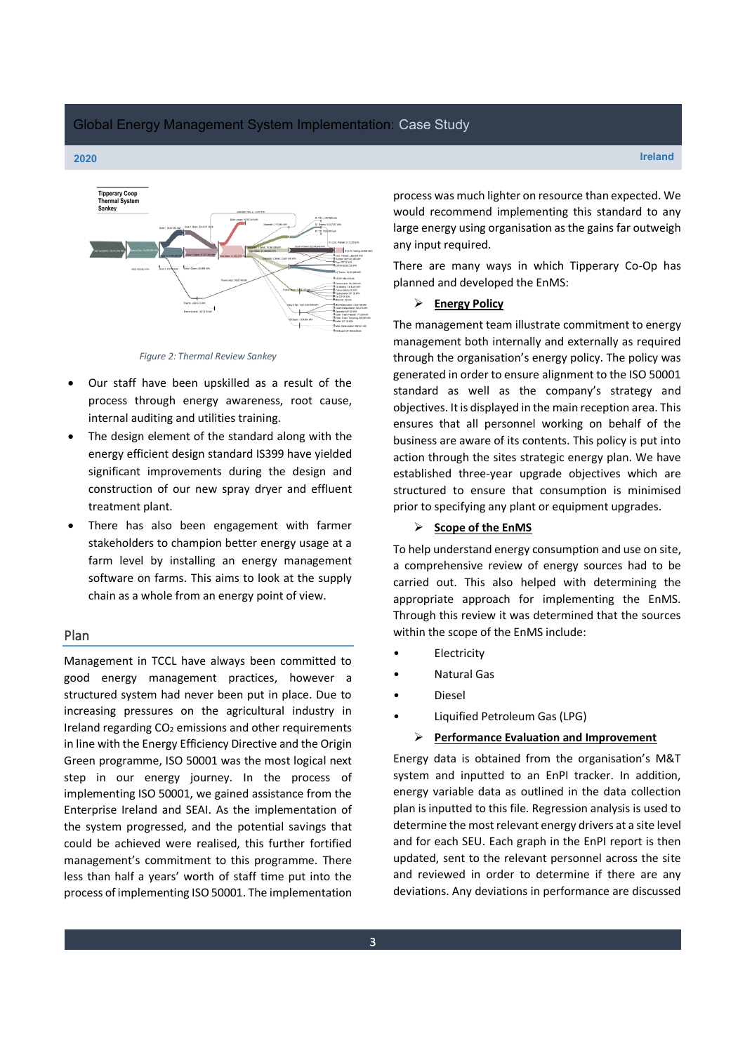Tipperary Coop
Thermal System
Sankey

*Figure 2: Thermal Review Sankey*

- Our staff have been upskilled as a result of the process through energy awareness, root cause, internal auditing and utilities training.
- The design element of the standard along with the energy efficient design standard IS399 have yielded significant improvements during the design and construction of our new spray dryer and effluent treatment plant.
- There has also been engagement with farmer stakeholders to champion better energy usage at a farm level by installing an energy management software on farms. This aims to look at the supply chain as a whole from an energy point of view.

## Plan

Management in TCCL have always been committed to good energy management practices, however a structured system had never been put in place. Due to increasing pressures on the agricultural industry in Ireland regarding $CO_2$ emissions and other requirements in line with the Energy Efficiency Directive and the Origin Green programme, ISO 50001 was the most logical next step in our energy journey. In the process of implementing ISO 50001, we gained assistance from the Enterprise Ireland and SEAI. As the implementation of the system progressed, and the potential savings that could be achieved were realised, this further fortified management's commitment to this programme. There less than half a years' worth of staff time put into the process of implementing ISO 50001. The implementation process was much lighter on resource than expected. We would recommend implementing this standard to any large energy using organisation as the gains far outweigh any input required.

There are many ways in which Tipperary Co-Op has planned and developed the EnMS:

➢ **Energy Policy**

The management team illustrate commitment to energy management both internally and externally as required through the organisation's energy policy. The policy was generated in order to ensure alignment to the ISO 50001 standard as well as the company's strategy and objectives. It is displayed in the main reception area. This ensures that all personnel working on behalf of the business are aware of its contents. This policy is put into action through the sites strategic energy plan. We have established three-year upgrade objectives which are structured to ensure that consumption is minimised prior to specifying any plant or equipment upgrades.

➢ **Scope of the EnMS**

To help understand energy consumption and use on site, a comprehensive review of energy sources had to be carried out. This also helped with determining the appropriate approach for implementing the EnMS. Through this review it was determined that the sources within the scope of the EnMS include:

- Electricity
- Natural Gas
- Diesel
- Liquified Petroleum Gas (LPG)

➢ **Performance Evaluation and Improvement**

Energy data is obtained from the organisation's M&T system and inputted to an EnPI tracker. In addition, energy variable data as outlined in the data collection plan is inputted to this file. Regression analysis is used to determine the most relevant energy drivers at a site level and for each SEU. Each graph in the EnPI report is then updated, sent to the relevant personnel across the site and reviewed in order to determine if there are any deviations. Any deviations in performance are discussed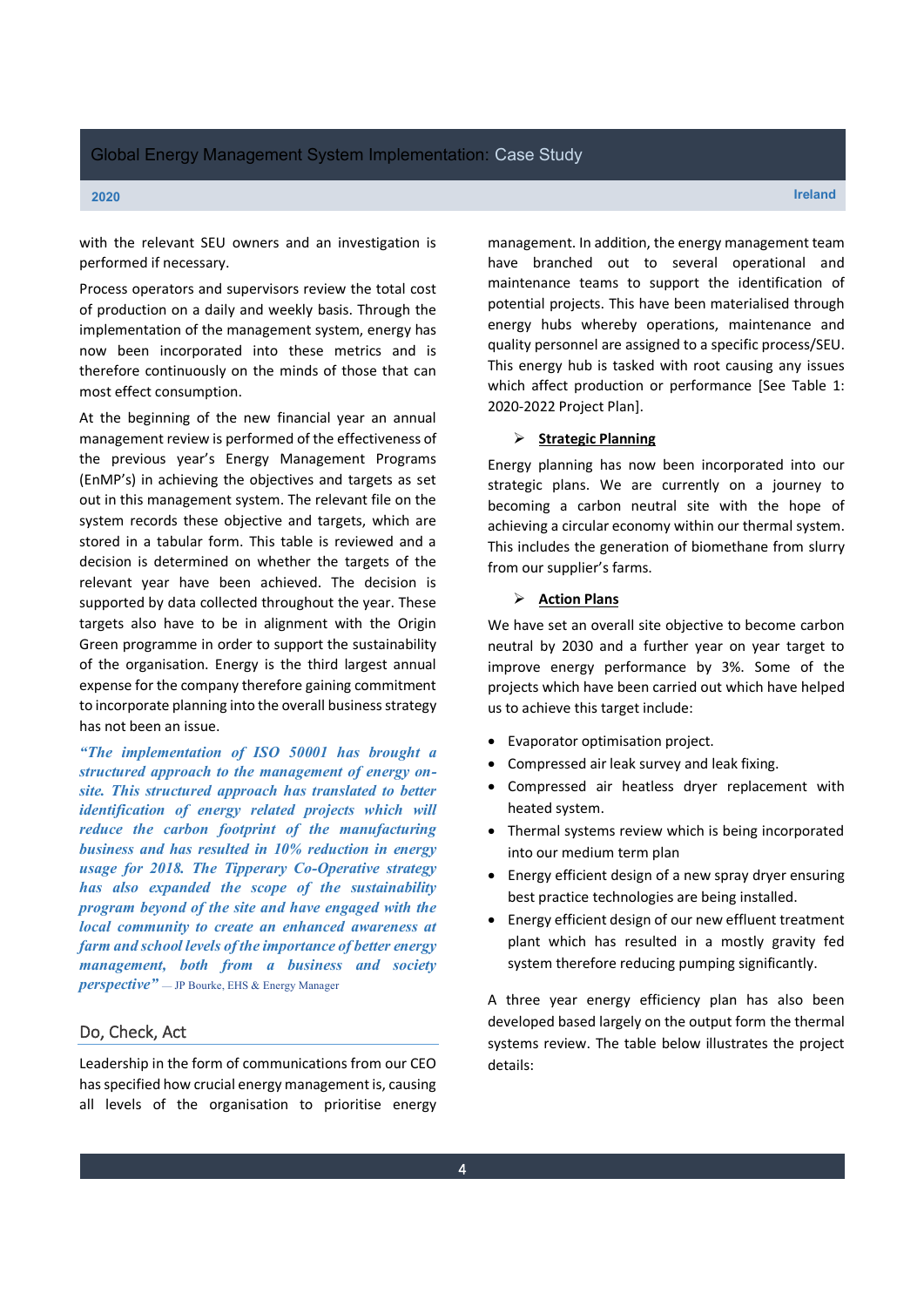with the relevant SEU owners and an investigation is performed if necessary.

Process operators and supervisors review the total cost of production on a daily and weekly basis. Through the implementation of the management system, energy has now been incorporated into these metrics and is therefore continuously on the minds of those that can most effect consumption.

At the beginning of the new financial year an annual management review is performed of the effectiveness of the previous year's Energy Management Programs (EnMP's) in achieving the objectives and targets as set out in this management system. The relevant file on the system records these objective and targets, which are stored in a tabular form. This table is reviewed and a decision is determined on whether the targets of the relevant year have been achieved. The decision is supported by data collected throughout the year. These targets also have to be in alignment with the Origin Green programme in order to support the sustainability of the organisation. Energy is the third largest annual expense for the company therefore gaining commitment to incorporate planning into the overall business strategy has not been an issue.

*"The implementation of ISO 50001 has brought a structured approach to the management of energy on-site. This structured approach has translated to better identification of energy related projects which will reduce the carbon footprint of the manufacturing business and has resulted in 10% reduction in energy usage for 2018. The Tipperary Co-Operative strategy has also expanded the scope of the sustainability program beyond of the site and have engaged with the local community to create an enhanced awareness at farm and school levels of the importance of better energy management, both from a business and society perspective"* — JP Bourke, EHS & Energy Manager

## Do, Check, Act

Leadership in the form of communications from our CEO has specified how crucial energy management is, causing all levels of the organisation to prioritise energy management. In addition, the energy management team have branched out to several operational and maintenance teams to support the identification of potential projects. This have been materialised through energy hubs whereby operations, maintenance and quality personnel are assigned to a specific process/SEU. This energy hub is tasked with root causing any issues which affect production or performance [See Table 1: 2020-2022 Project Plan].

### Strategic Planning

Energy planning has now been incorporated into our strategic plans. We are currently on a journey to becoming a carbon neutral site with the hope of achieving a circular economy within our thermal system. This includes the generation of biomethane from slurry from our supplier's farms.

### Action Plans

We have set an overall site objective to become carbon neutral by 2030 and a further year on year target to improve energy performance by 3%. Some of the projects which have been carried out which have helped us to achieve this target include:

- Evaporator optimisation project.
- Compressed air leak survey and leak fixing.
- Compressed air heatless dryer replacement with heated system.
- Thermal systems review which is being incorporated into our medium term plan
- Energy efficient design of a new spray dryer ensuring best practice technologies are being installed.
- Energy efficient design of our new effluent treatment plant which has resulted in a mostly gravity fed system therefore reducing pumping significantly.

A three year energy efficiency plan has also been developed based largely on the output form the thermal systems review. The table below illustrates the project details: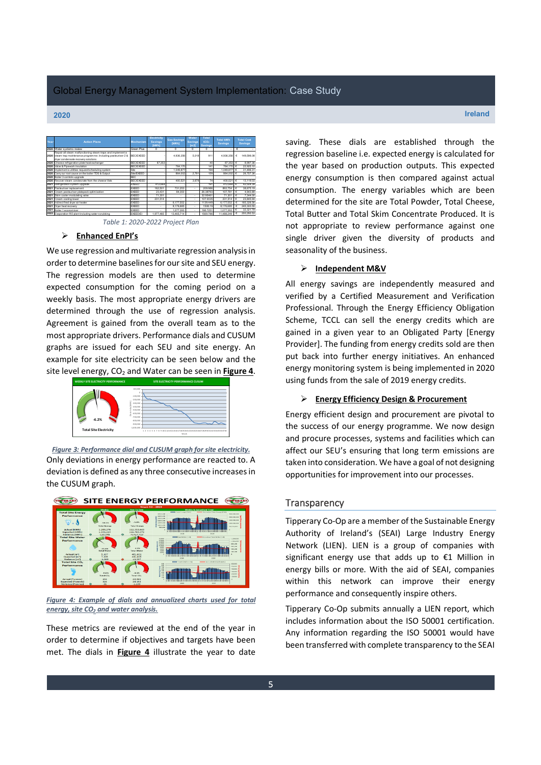| Year | Action Plans | Mechanism | Electricity Savings [kWh] | Gas Savings [kWh] | Water Savings [m3] | Total tCO2 Savings | Total kWh Savings | Total Cost Savings |
|---|---|---|---|---|---|---|---|---|
| 2020 | Water systems review | Green Plus | 0 | 0 | 0 | 0 | - | € - |
| 2020 | Repair all steam malfunctioning steam traps and implement a steam trap maintenance programme, including pasteuriser 2 & dryer condensate recovery solutions | SEC/EXEED | - | 4,936,356 | 5,018 | 911 | 4,936,356 | € 149,566.08 |
| 2020 | Cheese refrigeration plate heat exchanger | SEC/EXEED | 87,353 | - | - | 40 | 87,353 | € 8,967.36 |
| 2020 | Valve & Pipework insulation | SEC/EXEED | - | 784,170 | - | 141 | 784,170 | € 22,505.10 |
| 2020 | Implement a utilities requests/scheduling system | Site | - | 1,049,877 | - | 194 | 1,049,877 | € 31,496.31 |
| 2020 | Carry our tool cause on the boiler TDS & Output | Site/EXEED | - | 864,002 | 2,791 | 159 | 864,002 | € 26,757.36 |
| 2020 | Boiler 3 controls upgrade | SEC | - | - | - | - | - | - |
| 2020 | Recover steam condensate from the cheese Vats | SEC/EXEED | - | 400,521 | 3,678 | 74 | 400,521 | € 13,119.03 |
| 2021 | Refrigeration system upgrade | EXEED | 412,884 | - | - | 191 | 412,884 | € 42,324.38 |
| 2021 | Pasteuriser replacement | EXEED | 162,501 | 731,253 | - | 209.9886 | 893,754 | € 28,675.19 |
| 2021 | Cream pasteuriser platepack optimisation | EXEED | 23,431 | 84,350 | - | 26.38793 | 107,781 | € 4,943.69 |
| 2021 | Skim cooler modulating valve | EXEED | 71,301 | - | - | 32.93461 | 71,301 | € 7,344.00 |
| 2021 | Cream cooling tower | EXEED | 231,514 | - | - | 107.0035 | 231,514 | € 23,845.94 |
| 2021 | Indirect fired dryer air heater | EXEED | - | 6,177,553 | - | 1139.449 | 6,177,553 | € 185,326.58 |
| 2021 | Dryer heat recovery | EXEED | - | 8,176,665 | - | 1508.19 | 8,176,665 | € 245,300.55 |
| 2021 | Boiler 1 economiser | EXEED | - | 1,077,393 | - | 198.7251 | 1,077,393 | € 32,321.79 |
| 2022 | Evaporation RO plant including water scrubbing | EXEED | 1,977,465 | 13,460,714 | - | 1599.786 | 11,488,249 | € 200,282.53 |

*Table 1: 2020-2022 Project Plan*

➢ **Enhanced EnPI's**

We use regression and multivariate regression analysis in order to determine baselines for our site and SEU energy. The regression models are then used to determine expected consumption for the coming period on a weekly basis. The most appropriate energy drivers are determined through the use of regression analysis. Agreement is gained from the overall team as to the most appropriate drivers. Performance dials and CUSUM graphs are issued for each SEU and site energy. An example for site electricity can be seen below and the site level energy, $CO_2$ and Water can be seen in **Figure 4**.

WEEKLY SITE ELECTRICITY PERFORMANCE

SITE ELECTRICITY PERFORMANCE CUSUM

-6.2%

Total Site Electricity

*Figure 3: Performance dial and CUSUM graph for site electricity.*

Only deviations in energy performance are reacted to. A deviation is defined as any three consecutive increases in the CUSUM graph.

SITE ENERGY PERFORMANCE

*Figure 4: Example of dials and annualized charts used for total energy, site $CO_2$ and water analysis.*

These metrics are reviewed at the end of the year in order to determine if objectives and targets have been met. The dials in **Figure 4** illustrate the year to date saving. These dials are established through the regression baseline i.e. expected energy is calculated for the year based on production outputs. This expected energy consumption is then compared against actual consumption. The energy variables which have been determined for the site are Total Powder, Total Cheese, Total Butter and Total Skim Concentrate Produced. It is not appropriate to review performance against one single driver given the diversity of products and seasonality of the business.

➢ **Independent M&V**

All energy savings are independently measured and verified by a Certified Measurement and Verification Professional. Through the Energy Efficiency Obligation Scheme, TCCL can sell the energy credits which are gained in a given year to an Obligated Party [Energy Provider]. The funding from energy credits sold are then put back into further energy initiatives. An enhanced energy monitoring system is being implemented in 2020 using funds from the sale of 2019 energy credits.

➢ **Energy Efficiency Design & Procurement**

Energy efficient design and procurement are pivotal to the success of our energy programme. We now design and procure processes, systems and facilities which can affect our SEU's ensuring that long term emissions are taken into consideration. We have a goal of not designing opportunities for improvement into our processes.

## Transparency

Tipperary Co-Op are a member of the Sustainable Energy Authority of Ireland's (SEAI) Large Industry Energy Network (LIEN). LIEN is a group of companies with significant energy use that adds up to €1 Million in energy bills or more. With the aid of SEAI, companies within this network can improve their energy performance and consequently inspire others.

Tipperary Co-Op submits annually a LIEN report, which includes information about the ISO 50001 certification. Any information regarding the ISO 50001 would have been transferred with complete transparency to the SEAI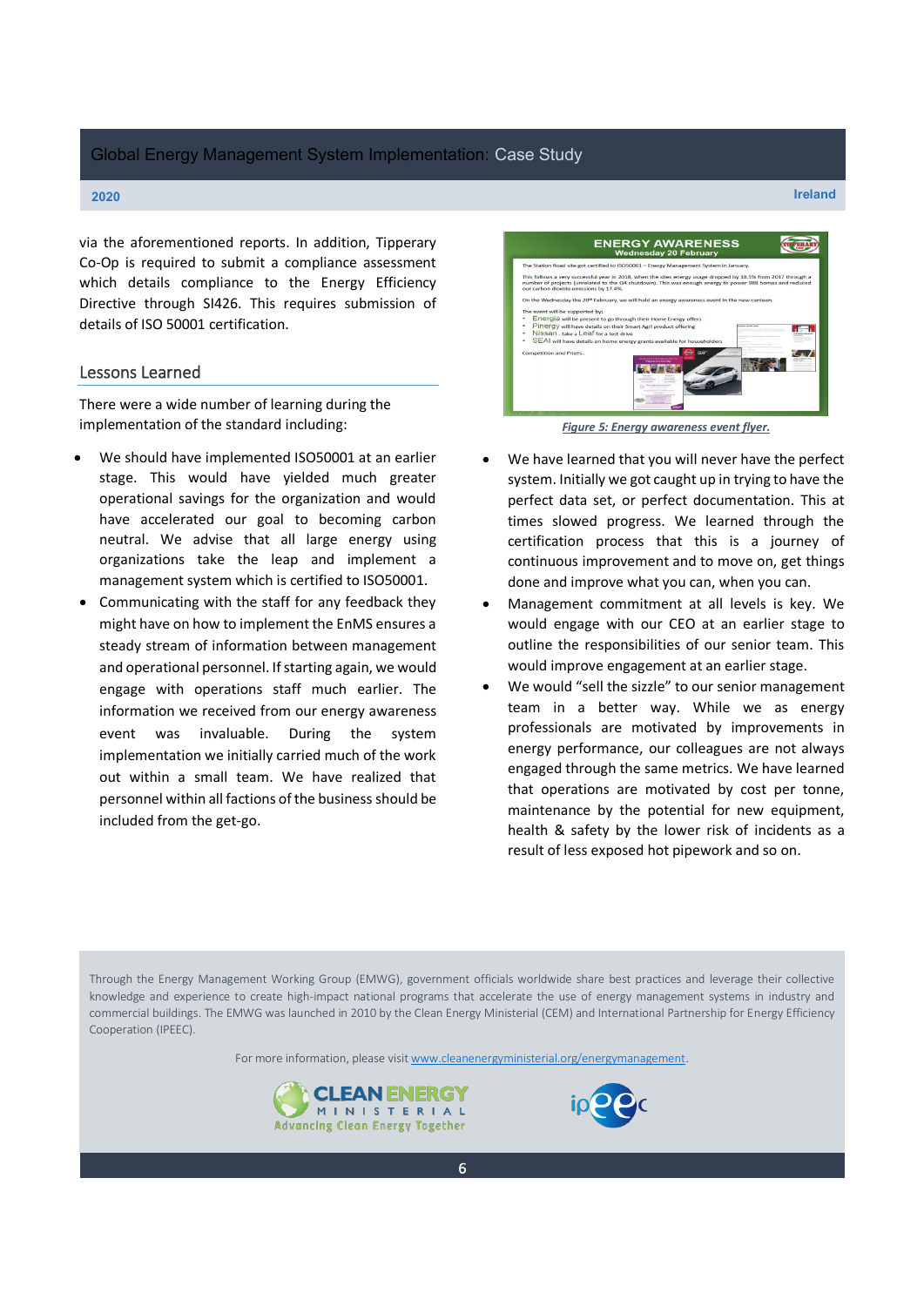via the aforementioned reports. In addition, Tipperary Co-Op is required to submit a compliance assessment which details compliance to the Energy Efficiency Directive through SI426. This requires submission of details of ISO 50001 certification.

## Lessons Learned

There were a wide number of learning during the implementation of the standard including:

- We should have implemented ISO50001 at an earlier stage. This would have yielded much greater operational savings for the organization and would have accelerated our goal to becoming carbon neutral. We advise that all large energy using organizations take the leap and implement a management system which is certified to ISO50001.
- Communicating with the staff for any feedback they might have on how to implement the EnMS ensures a steady stream of information between management and operational personnel. If starting again, we would engage with operations staff much earlier. The information we received from our energy awareness event was invaluable. During the system implementation we initially carried much of the work out within a small team. We have realized that personnel within all factions of the business should be included from the get-go.

*Figure 5: Energy awareness event flyer.*

- We have learned that you will never have the perfect system. Initially we got caught up in trying to have the perfect data set, or perfect documentation. This at times slowed progress. We learned through the certification process that this is a journey of continuous improvement and to move on, get things done and improve what you can, when you can.
- Management commitment at all levels is key. We would engage with our CEO at an earlier stage to outline the responsibilities of our senior team. This would improve engagement at an earlier stage.
- We would "sell the sizzle" to our senior management team in a better way. While we as energy professionals are motivated by improvements in energy performance, our colleagues are not always engaged through the same metrics. We have learned that operations are motivated by cost per tonne, maintenance by the potential for new equipment, health & safety by the lower risk of incidents as a result of less exposed hot pipework and so on.

Through the Energy Management Working Group (EMWG), government officials worldwide share best practices and leverage their collective knowledge and experience to create high-impact national programs that accelerate the use of energy management systems in industry and commercial buildings. The EMWG was launched in 2010 by the Clean Energy Ministerial (CEM) and International Partnership for Energy Efficiency Cooperation (IPEEC).

For more information, please visit www.cleanenergyministerial.org/energymanagement.